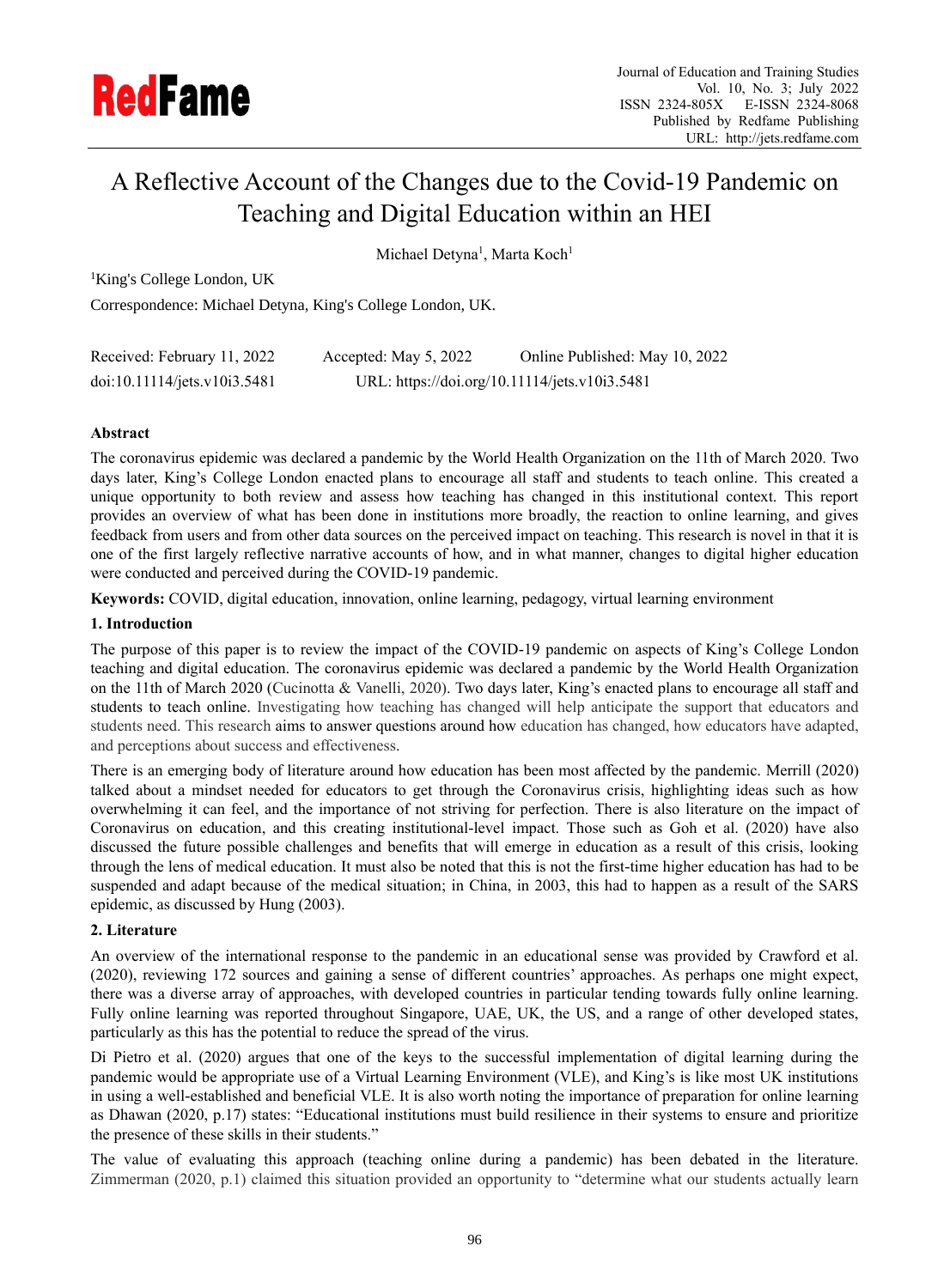# A Reflective Account of the Changes due to the Covid-19 Pandemic on Teaching and Digital Education within an HEI

Michael Detyna[1], Marta Koch[1]

[1]King's College London, UK

Correspondence: Michael Detyna, King's College London, UK.

Received: February 11, 2022 Accepted: May 5, 2022 Online Published: May 10, 2022

doi:10.11114/jets.v10i3.5481 URL: https://doi.org/10.11114/jets.v10i3.5481

**Abstract**

The coronavirus epidemic was declared a pandemic by the World Health Organization on the 11th of March 2020. Two days later, King's College London enacted plans to encourage all staff and students to teach online. This created a unique opportunity to both review and assess how teaching has changed in this institutional context. This report provides an overview of what has been done in institutions more broadly, the reaction to online learning, and gives feedback from users and from other data sources on the perceived impact on teaching. This research is novel in that it is one of the first largely reflective narrative accounts of how, and in what manner, changes to digital higher education were conducted and perceived during the COVID-19 pandemic.

**Keywords:** COVID, digital education, innovation, online learning, pedagogy, virtual learning environment

## 1. Introduction

The purpose of this paper is to review the impact of the COVID-19 pandemic on aspects of King's College London teaching and digital education. The coronavirus epidemic was declared a pandemic by the World Health Organization on the 11th of March 2020 (Cucinotta & Vanelli, 2020). Two days later, King's enacted plans to encourage all staff and students to teach online. Investigating how teaching has changed will help anticipate the support that educators and students need. This research aims to answer questions around how education has changed, how educators have adapted, and perceptions about success and effectiveness.

There is an emerging body of literature around how education has been most affected by the pandemic. Merrill (2020) talked about a mindset needed for educators to get through the Coronavirus crisis, highlighting ideas such as how overwhelming it can feel, and the importance of not striving for perfection. There is also literature on the impact of Coronavirus on education, and this creating institutional-level impact. Those such as Goh et al. (2020) have also discussed the future possible challenges and benefits that will emerge in education as a result of this crisis, looking through the lens of medical education. It must also be noted that this is not the first-time higher education has had to be suspended and adapt because of the medical situation; in China, in 2003, this had to happen as a result of the SARS epidemic, as discussed by Hung (2003).

## 2. Literature

An overview of the international response to the pandemic in an educational sense was provided by Crawford et al. (2020), reviewing 172 sources and gaining a sense of different countries' approaches. As perhaps one might expect, there was a diverse array of approaches, with developed countries in particular tending towards fully online learning. Fully online learning was reported throughout Singapore, UAE, UK, the US, and a range of other developed states, particularly as this has the potential to reduce the spread of the virus.

Di Pietro et al. (2020) argues that one of the keys to the successful implementation of digital learning during the pandemic would be appropriate use of a Virtual Learning Environment (VLE), and King's is like most UK institutions in using a well-established and beneficial VLE. It is also worth noting the importance of preparation for online learning as Dhawan (2020, p.17) states: "Educational institutions must build resilience in their systems to ensure and prioritize the presence of these skills in their students."

The value of evaluating this approach (teaching online during a pandemic) has been debated in the literature. Zimmerman (2020, p.1) claimed this situation provided an opportunity to "determine what our students actually learn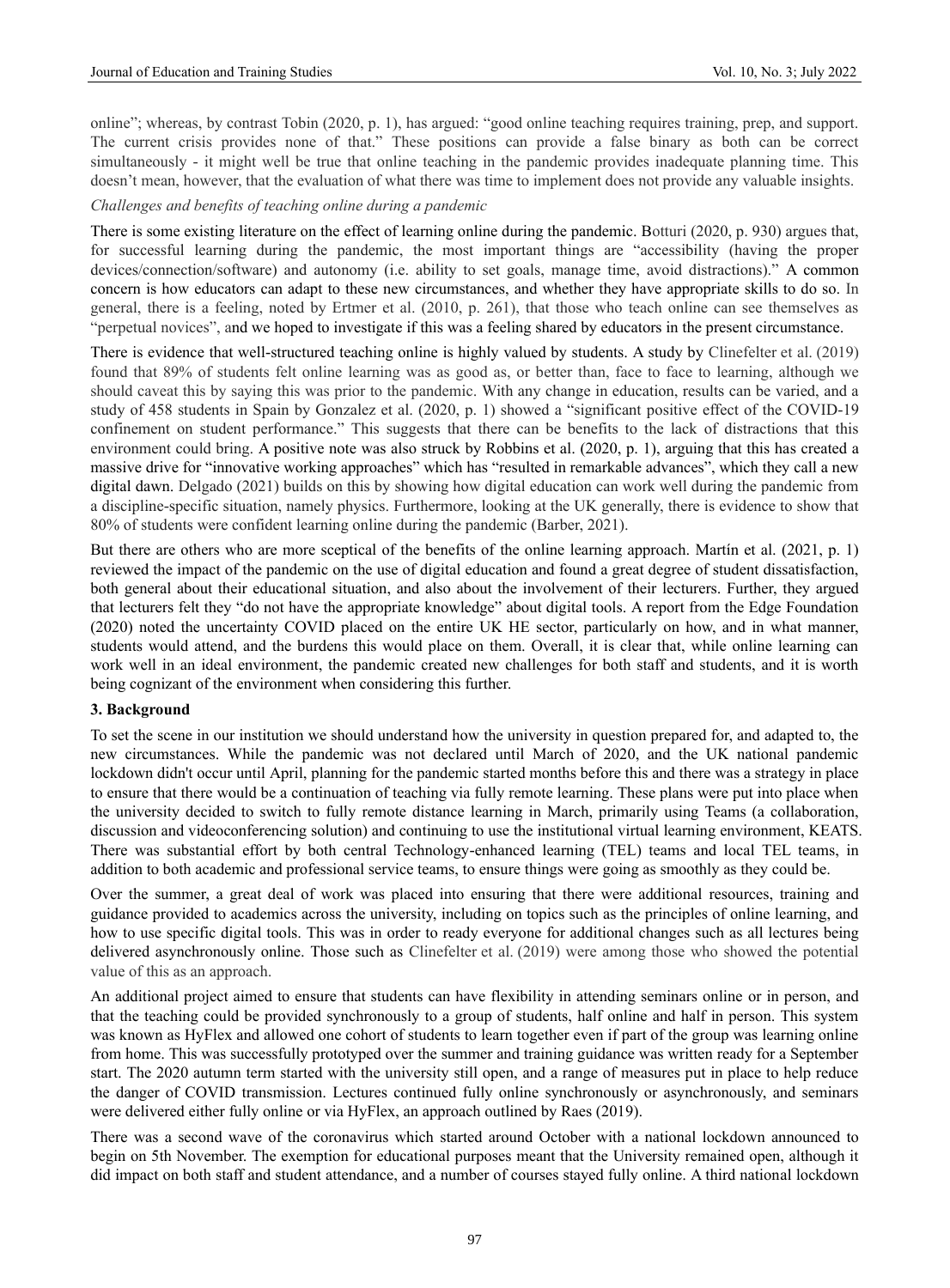online"; whereas, by contrast Tobin (2020, p. 1), has argued: "good online teaching requires training, prep, and support. The current crisis provides none of that." These positions can provide a false binary as both can be correct simultaneously - it might well be true that online teaching in the pandemic provides inadequate planning time. This doesn't mean, however, that the evaluation of what there was time to implement does not provide any valuable insights.

*Challenges and benefits of teaching online during a pandemic*

There is some existing literature on the effect of learning online during the pandemic. Botturi (2020, p. 930) argues that, for successful learning during the pandemic, the most important things are "accessibility (having the proper devices/connection/software) and autonomy (i.e. ability to set goals, manage time, avoid distractions)." A common concern is how educators can adapt to these new circumstances, and whether they have appropriate skills to do so. In general, there is a feeling, noted by Ertmer et al. (2010, p. 261), that those who teach online can see themselves as "perpetual novices", and we hoped to investigate if this was a feeling shared by educators in the present circumstance.

There is evidence that well-structured teaching online is highly valued by students. A study by Clinefelter et al. (2019) found that 89% of students felt online learning was as good as, or better than, face to face to learning, although we should caveat this by saying this was prior to the pandemic. With any change in education, results can be varied, and a study of 458 students in Spain by Gonzalez et al. (2020, p. 1) showed a "significant positive effect of the COVID-19 confinement on student performance." This suggests that there can be benefits to the lack of distractions that this environment could bring. A positive note was also struck by Robbins et al. (2020, p. 1), arguing that this has created a massive drive for "innovative working approaches" which has "resulted in remarkable advances", which they call a new digital dawn. Delgado (2021) builds on this by showing how digital education can work well during the pandemic from a discipline-specific situation, namely physics. Furthermore, looking at the UK generally, there is evidence to show that 80% of students were confident learning online during the pandemic (Barber, 2021).

But there are others who are more sceptical of the benefits of the online learning approach. Martín et al. (2021, p. 1) reviewed the impact of the pandemic on the use of digital education and found a great degree of student dissatisfaction, both general about their educational situation, and also about the involvement of their lecturers. Further, they argued that lecturers felt they "do not have the appropriate knowledge" about digital tools. A report from the Edge Foundation (2020) noted the uncertainty COVID placed on the entire UK HE sector, particularly on how, and in what manner, students would attend, and the burdens this would place on them. Overall, it is clear that, while online learning can work well in an ideal environment, the pandemic created new challenges for both staff and students, and it is worth being cognizant of the environment when considering this further.

## 3. Background

To set the scene in our institution we should understand how the university in question prepared for, and adapted to, the new circumstances. While the pandemic was not declared until March of 2020, and the UK national pandemic lockdown didn't occur until April, planning for the pandemic started months before this and there was a strategy in place to ensure that there would be a continuation of teaching via fully remote learning. These plans were put into place when the university decided to switch to fully remote distance learning in March, primarily using Teams (a collaboration, discussion and videoconferencing solution) and continuing to use the institutional virtual learning environment, KEATS. There was substantial effort by both central Technology-enhanced learning (TEL) teams and local TEL teams, in addition to both academic and professional service teams, to ensure things were going as smoothly as they could be.

Over the summer, a great deal of work was placed into ensuring that there were additional resources, training and guidance provided to academics across the university, including on topics such as the principles of online learning, and how to use specific digital tools. This was in order to ready everyone for additional changes such as all lectures being delivered asynchronously online. Those such as Clinefelter et al. (2019) were among those who showed the potential value of this as an approach.

An additional project aimed to ensure that students can have flexibility in attending seminars online or in person, and that the teaching could be provided synchronously to a group of students, half online and half in person. This system was known as HyFlex and allowed one cohort of students to learn together even if part of the group was learning online from home. This was successfully prototyped over the summer and training guidance was written ready for a September start. The 2020 autumn term started with the university still open, and a range of measures put in place to help reduce the danger of COVID transmission. Lectures continued fully online synchronously or asynchronously, and seminars were delivered either fully online or via HyFlex, an approach outlined by Raes (2019).

There was a second wave of the coronavirus which started around October with a national lockdown announced to begin on 5th November. The exemption for educational purposes meant that the University remained open, although it did impact on both staff and student attendance, and a number of courses stayed fully online. A third national lockdown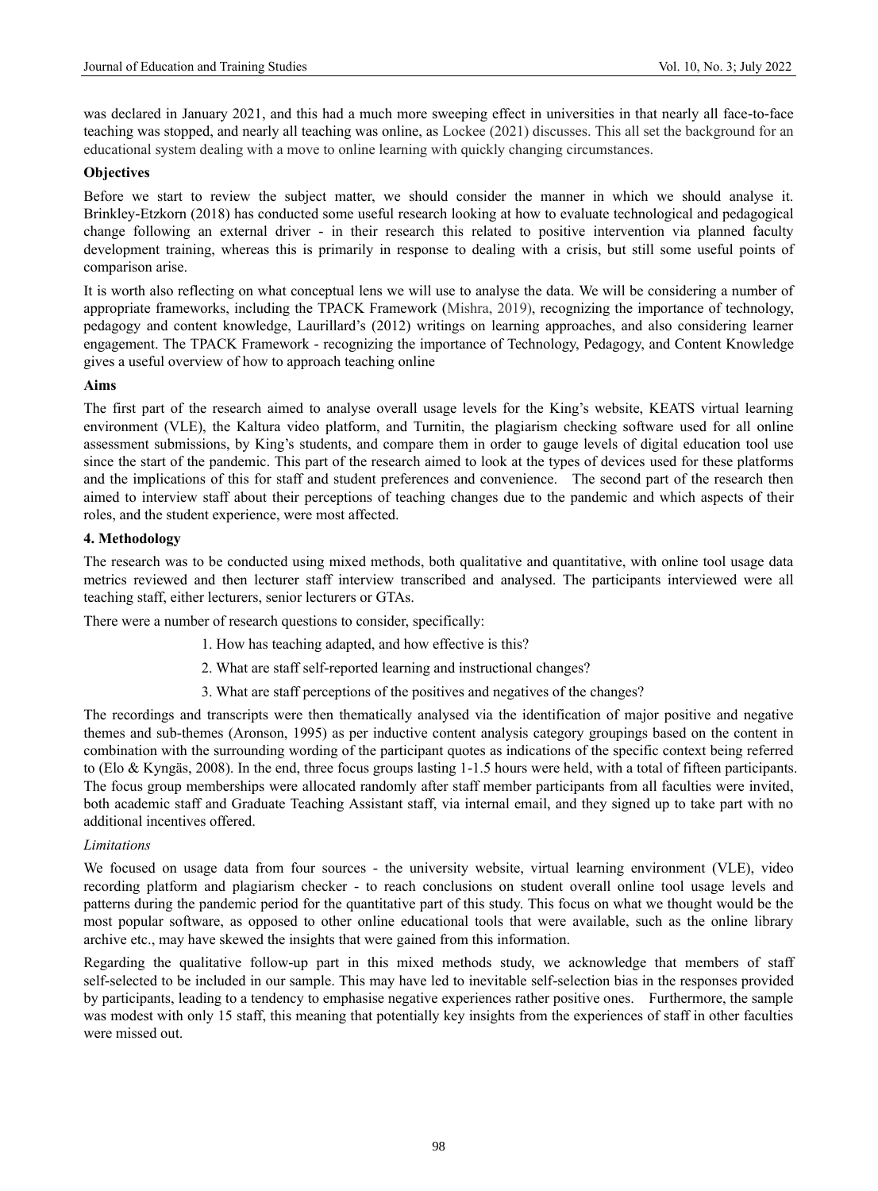was declared in January 2021, and this had a much more sweeping effect in universities in that nearly all face-to-face teaching was stopped, and nearly all teaching was online, as Lockee (2021) discusses. This all set the background for an educational system dealing with a move to online learning with quickly changing circumstances.

**Objectives**

Before we start to review the subject matter, we should consider the manner in which we should analyse it. Brinkley-Etzkorn (2018) has conducted some useful research looking at how to evaluate technological and pedagogical change following an external driver - in their research this related to positive intervention via planned faculty development training, whereas this is primarily in response to dealing with a crisis, but still some useful points of comparison arise.

It is worth also reflecting on what conceptual lens we will use to analyse the data. We will be considering a number of appropriate frameworks, including the TPACK Framework (Mishra, 2019), recognizing the importance of technology, pedagogy and content knowledge, Laurillard's (2012) writings on learning approaches, and also considering learner engagement. The TPACK Framework - recognizing the importance of Technology, Pedagogy, and Content Knowledge gives a useful overview of how to approach teaching online

**Aims**

The first part of the research aimed to analyse overall usage levels for the King's website, KEATS virtual learning environment (VLE), the Kaltura video platform, and Turnitin, the plagiarism checking software used for all online assessment submissions, by King's students, and compare them in order to gauge levels of digital education tool use since the start of the pandemic. This part of the research aimed to look at the types of devices used for these platforms and the implications of this for staff and student preferences and convenience. The second part of the research then aimed to interview staff about their perceptions of teaching changes due to the pandemic and which aspects of their roles, and the student experience, were most affected.

## 4. Methodology

The research was to be conducted using mixed methods, both qualitative and quantitative, with online tool usage data metrics reviewed and then lecturer staff interview transcribed and analysed. The participants interviewed were all teaching staff, either lecturers, senior lecturers or GTAs.

There were a number of research questions to consider, specifically:

1. How has teaching adapted, and how effective is this?
2. What are staff self-reported learning and instructional changes?
3. What are staff perceptions of the positives and negatives of the changes?

The recordings and transcripts were then thematically analysed via the identification of major positive and negative themes and sub-themes (Aronson, 1995) as per inductive content analysis category groupings based on the content in combination with the surrounding wording of the participant quotes as indications of the specific context being referred to (Elo & Kyngäs, 2008). In the end, three focus groups lasting 1-1.5 hours were held, with a total of fifteen participants. The focus group memberships were allocated randomly after staff member participants from all faculties were invited, both academic staff and Graduate Teaching Assistant staff, via internal email, and they signed up to take part with no additional incentives offered.

*Limitations*

We focused on usage data from four sources - the university website, virtual learning environment (VLE), video recording platform and plagiarism checker - to reach conclusions on student overall online tool usage levels and patterns during the pandemic period for the quantitative part of this study. This focus on what we thought would be the most popular software, as opposed to other online educational tools that were available, such as the online library archive etc., may have skewed the insights that were gained from this information.

Regarding the qualitative follow-up part in this mixed methods study, we acknowledge that members of staff self-selected to be included in our sample. This may have led to inevitable self-selection bias in the responses provided by participants, leading to a tendency to emphasise negative experiences rather positive ones. Furthermore, the sample was modest with only 15 staff, this meaning that potentially key insights from the experiences of staff in other faculties were missed out.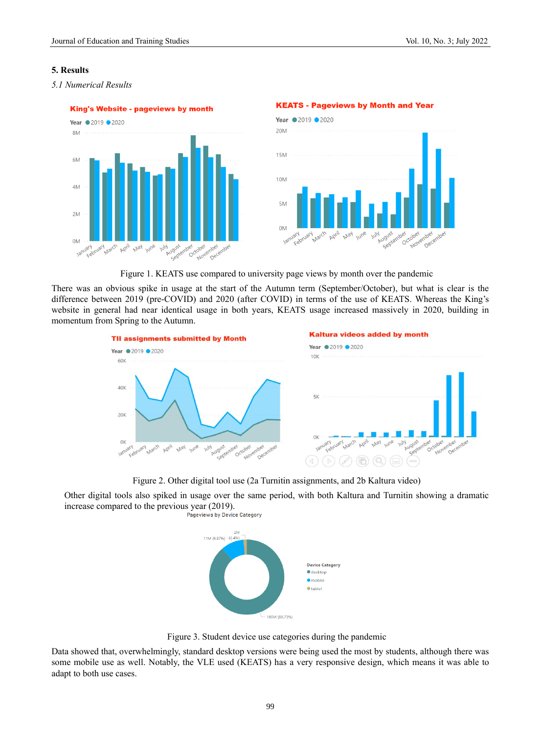## 5. Results

### *5.1 Numerical Results*

Figure 1. KEATS use compared to university page views by month over the pandemic

There was an obvious spike in usage at the start of the Autumn term (September/October), but what is clear is the difference between 2019 (pre-COVID) and 2020 (after COVID) in terms of the use of KEATS. Whereas the King's website in general had near identical usage in both years, KEATS usage increased massively in 2020, building in momentum from Spring to the Autumn.

Figure 2. Other digital tool use (2a Turnitin assignments, and 2b Kaltura video)

Other digital tools also spiked in usage over the same period, with both Kaltura and Turnitin showing a dramatic increase compared to the previous year (2019).

Figure 3. Student device use categories during the pandemic

Data showed that, overwhelmingly, standard desktop versions were being used the most by students, although there was some mobile use as well. Notably, the VLE used (KEATS) has a very responsive design, which means it was able to adapt to both use cases.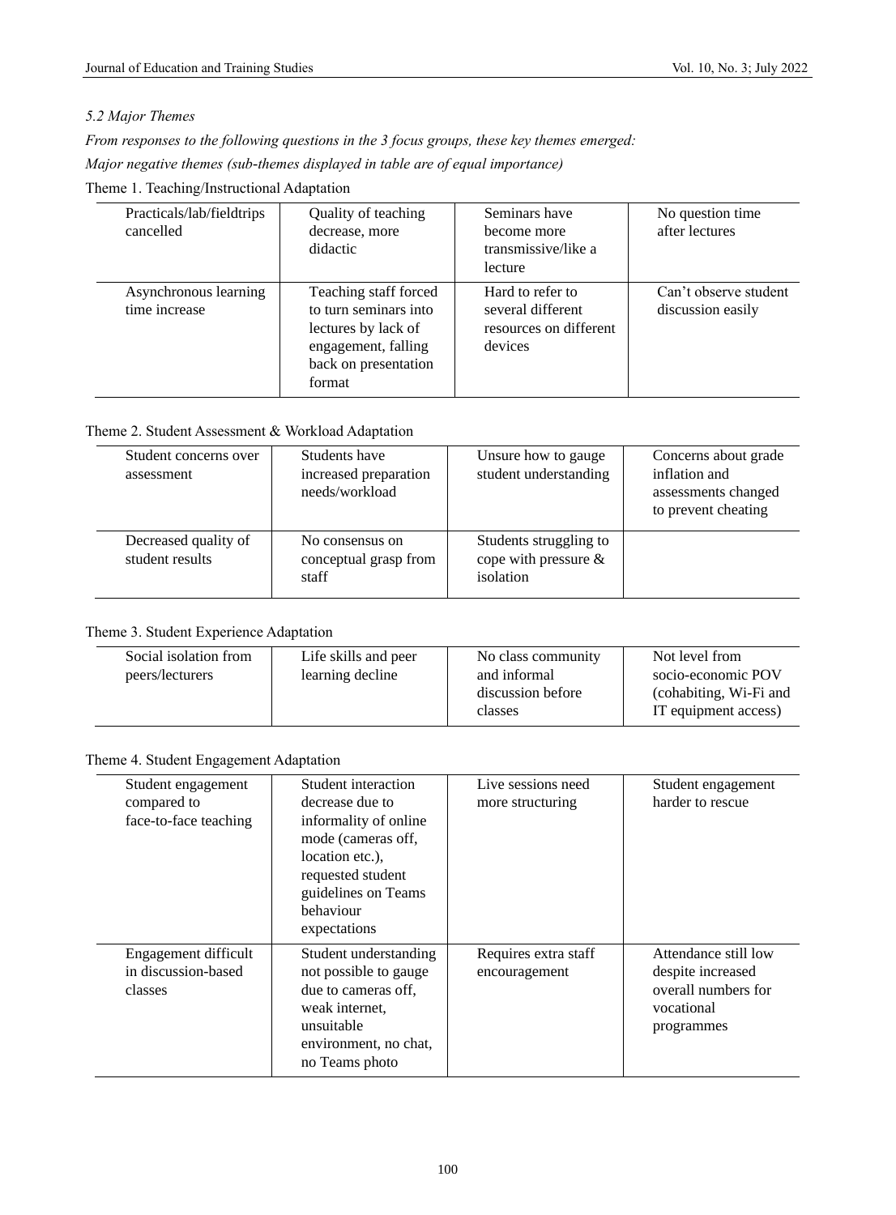### *5.2 Major Themes*

*From responses to the following questions in the 3 focus groups, these key themes emerged:*

*Major negative themes (sub-themes displayed in table are of equal importance)*

Theme 1. Teaching/Instructional Adaptation

| | | | |
|---|---|---|---|
| Practicals/lab/fieldtrips cancelled | Quality of teaching decrease, more didactic | Seminars have become more transmissive/like a lecture | No question time after lectures |
| Asynchronous learning time increase | Teaching staff forced to turn seminars into lectures by lack of engagement, falling back on presentation format | Hard to refer to several different resources on different devices | Can't observe student discussion easily |

Theme 2. Student Assessment & Workload Adaptation

| | | | |
|---|---|---|---|
| Student concerns over assessment | Students have increased preparation needs/workload | Unsure how to gauge student understanding | Concerns about grade inflation and assessments changed to prevent cheating |
| Decreased quality of student results | No consensus on conceptual grasp from staff | Students struggling to cope with pressure & isolation | |

Theme 3. Student Experience Adaptation

| | | | |
|---|---|---|---|
| Social isolation from peers/lecturers | Life skills and peer learning decline | No class community and informal discussion before classes | Not level from socio-economic POV (cohabiting, Wi-Fi and IT equipment access) |

Theme 4. Student Engagement Adaptation

| | | | |
|---|---|---|---|
| Student engagement compared to face-to-face teaching | Student interaction decrease due to informality of online mode (cameras off, location etc.), requested student guidelines on Teams behaviour expectations | Live sessions need more structuring | Student engagement harder to rescue |
| Engagement difficult in discussion-based classes | Student understanding not possible to gauge due to cameras off, weak internet, unsuitable environment, no chat, no Teams photo | Requires extra staff encouragement | Attendance still low despite increased overall numbers for vocational programmes |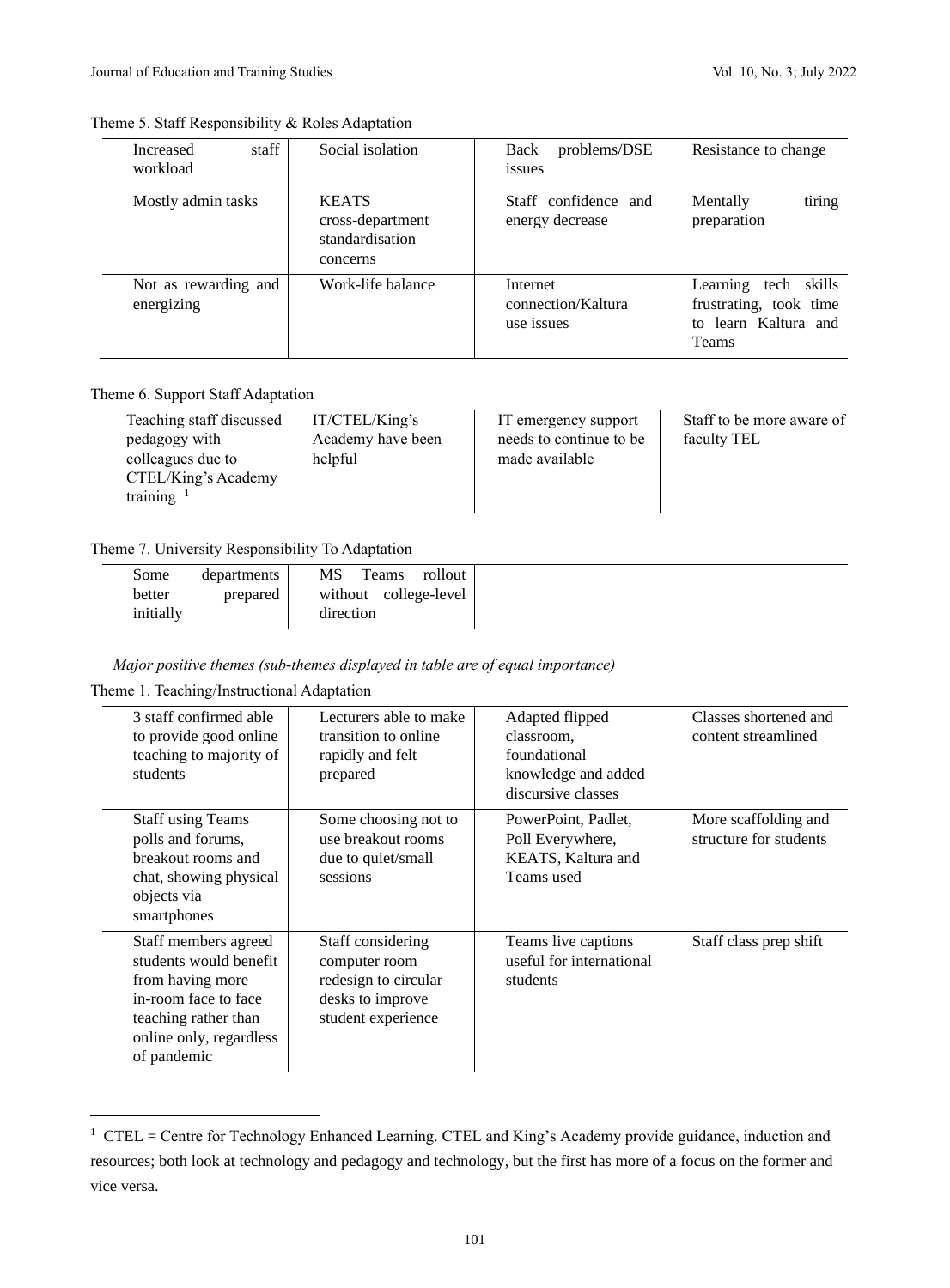Theme 5. Staff Responsibility & Roles Adaptation

| | | | |
|---|---|---|---|
| Increased staff workload | Social isolation | Back problems/DSE issues | Resistance to change |
| Mostly admin tasks | KEATS cross-department standardisation concerns | Staff confidence and energy decrease | Mentally tiring preparation |
| Not as rewarding and energizing | Work-life balance | Internet connection/Kaltura use issues | Learning tech skills frustrating, took time to learn Kaltura and Teams |

Theme 6. Support Staff Adaptation

| | | | |
|---|---|---|---|
| Teaching staff discussed pedagogy with colleagues due to CTEL/King's Academy training [1] | IT/CTEL/King's Academy have been helpful | IT emergency support needs to continue to be made available | Staff to be more aware of faculty TEL |

Theme 7. University Responsibility To Adaptation

| | | | |
|---|---|---|---|
| Some departments better prepared initially | MS Teams rollout without college-level direction | | |

*Major positive themes (sub-themes displayed in table are of equal importance)*

Theme 1. Teaching/Instructional Adaptation

| | | | |
|---|---|---|---|
| 3 staff confirmed able to provide good online teaching to majority of students | Lecturers able to make transition to online rapidly and felt prepared | Adapted flipped classroom, foundational knowledge and added discursive classes | Classes shortened and content streamlined |
| Staff using Teams polls and forums, breakout rooms and chat, showing physical objects via smartphones | Some choosing not to use breakout rooms due to quiet/small sessions | PowerPoint, Padlet, Poll Everywhere, KEATS, Kaltura and Teams used | More scaffolding and structure for students |
| Staff members agreed students would benefit from having more in-room face to face teaching rather than online only, regardless of pandemic | Staff considering computer room redesign to circular desks to improve student experience | Teams live captions useful for international students | Staff class prep shift |

[1] CTEL = Centre for Technology Enhanced Learning. CTEL and King's Academy provide guidance, induction and resources; both look at technology and pedagogy and technology, but the first has more of a focus on the former and vice versa.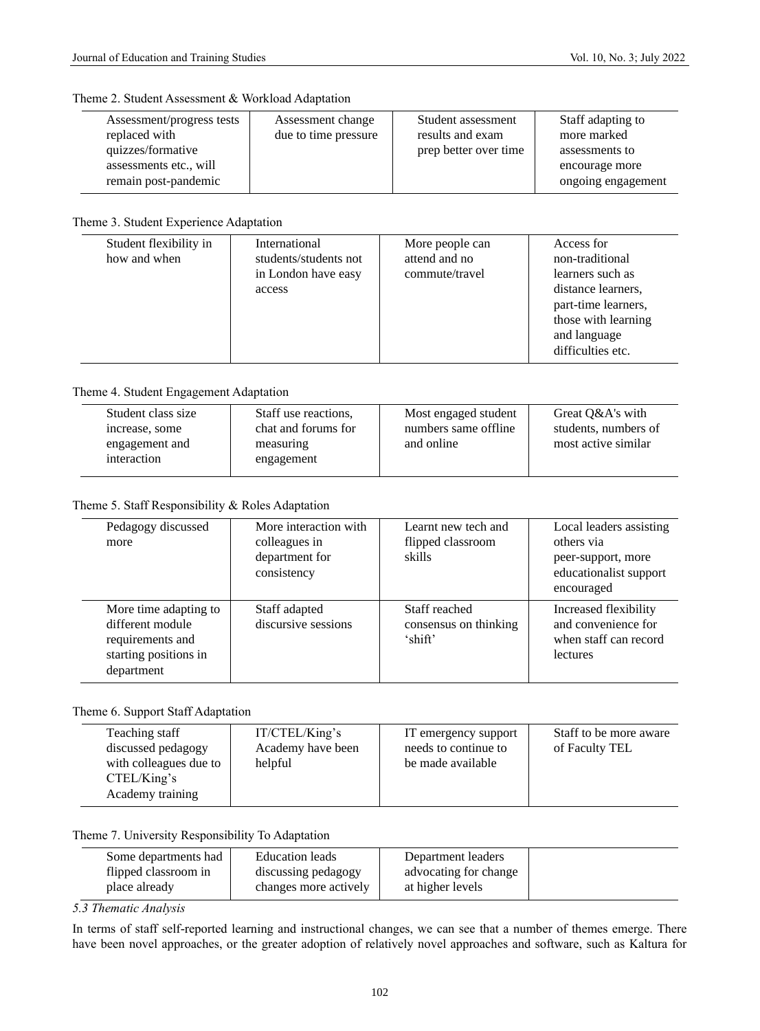Theme 2. Student Assessment & Workload Adaptation

| Assessment/progress tests replaced with quizzes/formative assessments etc., will remain post-pandemic | Assessment change due to time pressure | Student assessment results and exam prep better over time | Staff adapting to more marked assessments to encourage more ongoing engagement |
|---|---|---|---|

Theme 3. Student Experience Adaptation

| Student flexibility in how and when | International students/students not in London have easy access | More people can attend and no commute/travel | Access for non-traditional learners such as distance learners, part-time learners, those with learning and language difficulties etc. |
|---|---|---|---|

Theme 4. Student Engagement Adaptation

| Student class size increase, some engagement and interaction | Staff use reactions, chat and forums for measuring engagement | Most engaged student numbers same offline and online | Great Q&A's with students, numbers of most active similar |
|---|---|---|---|

Theme 5. Staff Responsibility & Roles Adaptation

| Pedagogy discussed more | More interaction with colleagues in department for consistency | Learnt new tech and flipped classroom skills | Local leaders assisting others via peer-support, more educationalist support encouraged |
|---|---|---|---|
| More time adapting to different module requirements and starting positions in department | Staff adapted discursive sessions | Staff reached consensus on thinking 'shift' | Increased flexibility and convenience for when staff can record lectures |

Theme 6. Support Staff Adaptation

| Teaching staff discussed pedagogy with colleagues due to CTEL/King's Academy training | IT/CTEL/King's Academy have been helpful | IT emergency support needs to continue to be made available | Staff to be more aware of Faculty TEL |
|---|---|---|---|

Theme 7. University Responsibility To Adaptation

| Some departments had flipped classroom in place already | Education leads discussing pedagogy changes more actively | Department leaders advocating for change at higher levels | |
|---|---|---|---|

### *5.3 Thematic Analysis*

In terms of staff self-reported learning and instructional changes, we can see that a number of themes emerge. There have been novel approaches, or the greater adoption of relatively novel approaches and software, such as Kaltura for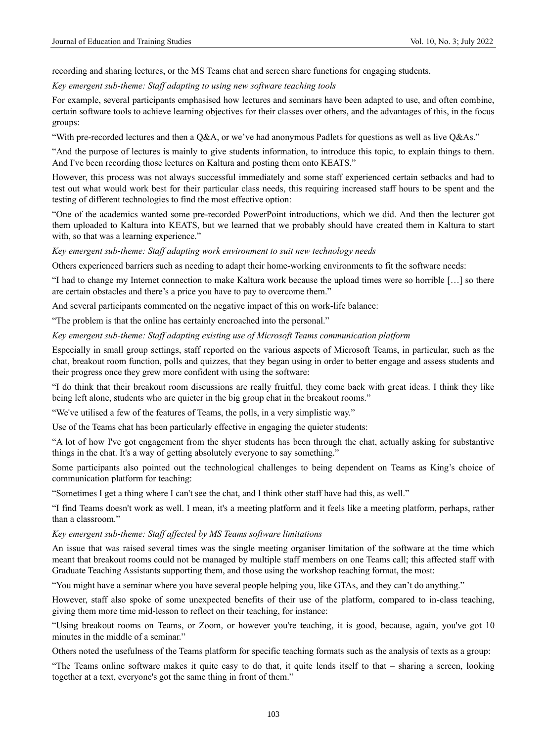recording and sharing lectures, or the MS Teams chat and screen share functions for engaging students.

*Key emergent sub-theme: Staff adapting to using new software teaching tools*

For example, several participants emphasised how lectures and seminars have been adapted to use, and often combine, certain software tools to achieve learning objectives for their classes over others, and the advantages of this, in the focus groups:

"With pre-recorded lectures and then a Q&A, or we've had anonymous Padlets for questions as well as live Q&As."

"And the purpose of lectures is mainly to give students information, to introduce this topic, to explain things to them. And I've been recording those lectures on Kaltura and posting them onto KEATS."

However, this process was not always successful immediately and some staff experienced certain setbacks and had to test out what would work best for their particular class needs, this requiring increased staff hours to be spent and the testing of different technologies to find the most effective option:

"One of the academics wanted some pre-recorded PowerPoint introductions, which we did. And then the lecturer got them uploaded to Kaltura into KEATS, but we learned that we probably should have created them in Kaltura to start with, so that was a learning experience."

*Key emergent sub-theme: Staff adapting work environment to suit new technology needs*

Others experienced barriers such as needing to adapt their home-working environments to fit the software needs:

"I had to change my Internet connection to make Kaltura work because the upload times were so horrible […] so there are certain obstacles and there's a price you have to pay to overcome them."

And several participants commented on the negative impact of this on work-life balance:

"The problem is that the online has certainly encroached into the personal."

*Key emergent sub-theme: Staff adapting existing use of Microsoft Teams communication platform*

Especially in small group settings, staff reported on the various aspects of Microsoft Teams, in particular, such as the chat, breakout room function, polls and quizzes, that they began using in order to better engage and assess students and their progress once they grew more confident with using the software:

"I do think that their breakout room discussions are really fruitful, they come back with great ideas. I think they like being left alone, students who are quieter in the big group chat in the breakout rooms."

"We've utilised a few of the features of Teams, the polls, in a very simplistic way."

Use of the Teams chat has been particularly effective in engaging the quieter students:

"A lot of how I've got engagement from the shyer students has been through the chat, actually asking for substantive things in the chat. It's a way of getting absolutely everyone to say something."

Some participants also pointed out the technological challenges to being dependent on Teams as King's choice of communication platform for teaching:

"Sometimes I get a thing where I can't see the chat, and I think other staff have had this, as well."

"I find Teams doesn't work as well. I mean, it's a meeting platform and it feels like a meeting platform, perhaps, rather than a classroom."

*Key emergent sub-theme: Staff affected by MS Teams software limitations*

An issue that was raised several times was the single meeting organiser limitation of the software at the time which meant that breakout rooms could not be managed by multiple staff members on one Teams call; this affected staff with Graduate Teaching Assistants supporting them, and those using the workshop teaching format, the most:

"You might have a seminar where you have several people helping you, like GTAs, and they can't do anything."

However, staff also spoke of some unexpected benefits of their use of the platform, compared to in-class teaching, giving them more time mid-lesson to reflect on their teaching, for instance:

"Using breakout rooms on Teams, or Zoom, or however you're teaching, it is good, because, again, you've got 10 minutes in the middle of a seminar."

Others noted the usefulness of the Teams platform for specific teaching formats such as the analysis of texts as a group:

"The Teams online software makes it quite easy to do that, it quite lends itself to that – sharing a screen, looking together at a text, everyone's got the same thing in front of them."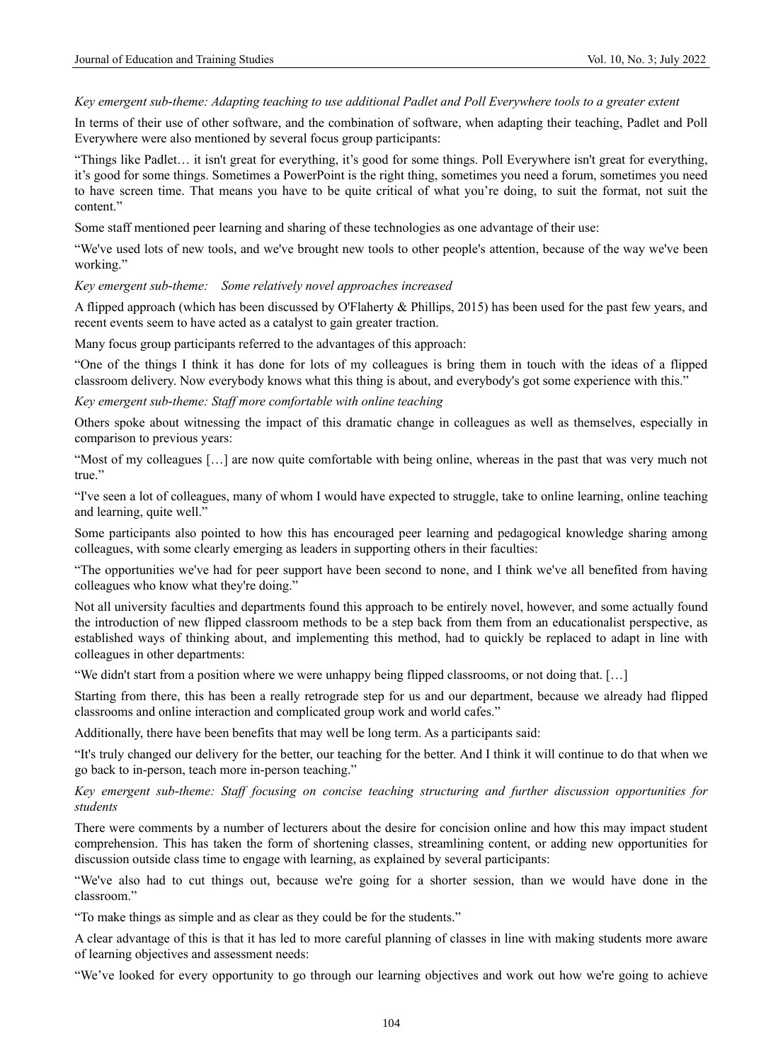*Key emergent sub-theme: Adapting teaching to use additional Padlet and Poll Everywhere tools to a greater extent*

In terms of their use of other software, and the combination of software, when adapting their teaching, Padlet and Poll Everywhere were also mentioned by several focus group participants:

"Things like Padlet… it isn't great for everything, it's good for some things. Poll Everywhere isn't great for everything, it's good for some things. Sometimes a PowerPoint is the right thing, sometimes you need a forum, sometimes you need to have screen time. That means you have to be quite critical of what you're doing, to suit the format, not suit the content."

Some staff mentioned peer learning and sharing of these technologies as one advantage of their use:

"We've used lots of new tools, and we've brought new tools to other people's attention, because of the way we've been working."

*Key emergent sub-theme: Some relatively novel approaches increased*

A flipped approach (which has been discussed by O'Flaherty & Phillips, 2015) has been used for the past few years, and recent events seem to have acted as a catalyst to gain greater traction.

Many focus group participants referred to the advantages of this approach:

"One of the things I think it has done for lots of my colleagues is bring them in touch with the ideas of a flipped classroom delivery. Now everybody knows what this thing is about, and everybody's got some experience with this."

*Key emergent sub-theme: Staff more comfortable with online teaching*

Others spoke about witnessing the impact of this dramatic change in colleagues as well as themselves, especially in comparison to previous years:

"Most of my colleagues […] are now quite comfortable with being online, whereas in the past that was very much not true."

"I've seen a lot of colleagues, many of whom I would have expected to struggle, take to online learning, online teaching and learning, quite well."

Some participants also pointed to how this has encouraged peer learning and pedagogical knowledge sharing among colleagues, with some clearly emerging as leaders in supporting others in their faculties:

"The opportunities we've had for peer support have been second to none, and I think we've all benefited from having colleagues who know what they're doing."

Not all university faculties and departments found this approach to be entirely novel, however, and some actually found the introduction of new flipped classroom methods to be a step back from them from an educationalist perspective, as established ways of thinking about, and implementing this method, had to quickly be replaced to adapt in line with colleagues in other departments:

"We didn't start from a position where we were unhappy being flipped classrooms, or not doing that. […]

Starting from there, this has been a really retrograde step for us and our department, because we already had flipped classrooms and online interaction and complicated group work and world cafes."

Additionally, there have been benefits that may well be long term. As a participants said:

"It's truly changed our delivery for the better, our teaching for the better. And I think it will continue to do that when we go back to in-person, teach more in-person teaching."

*Key emergent sub-theme: Staff focusing on concise teaching structuring and further discussion opportunities for students*

There were comments by a number of lecturers about the desire for concision online and how this may impact student comprehension. This has taken the form of shortening classes, streamlining content, or adding new opportunities for discussion outside class time to engage with learning, as explained by several participants:

"We've also had to cut things out, because we're going for a shorter session, than we would have done in the classroom."

"To make things as simple and as clear as they could be for the students."

A clear advantage of this is that it has led to more careful planning of classes in line with making students more aware of learning objectives and assessment needs:

"We've looked for every opportunity to go through our learning objectives and work out how we're going to achieve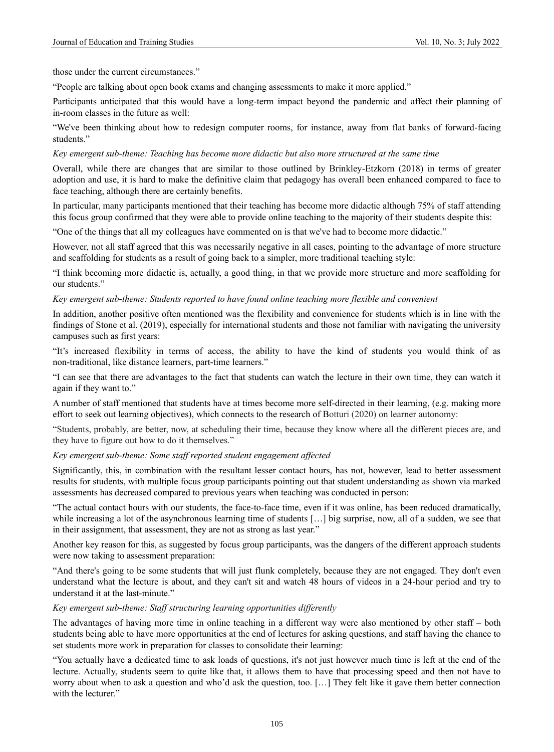those under the current circumstances."

"People are talking about open book exams and changing assessments to make it more applied."

Participants anticipated that this would have a long-term impact beyond the pandemic and affect their planning of in-room classes in the future as well:

"We've been thinking about how to redesign computer rooms, for instance, away from flat banks of forward-facing students."

*Key emergent sub-theme: Teaching has become more didactic but also more structured at the same time*

Overall, while there are changes that are similar to those outlined by Brinkley-Etzkorn (2018) in terms of greater adoption and use, it is hard to make the definitive claim that pedagogy has overall been enhanced compared to face to face teaching, although there are certainly benefits.

In particular, many participants mentioned that their teaching has become more didactic although 75% of staff attending this focus group confirmed that they were able to provide online teaching to the majority of their students despite this:

"One of the things that all my colleagues have commented on is that we've had to become more didactic."

However, not all staff agreed that this was necessarily negative in all cases, pointing to the advantage of more structure and scaffolding for students as a result of going back to a simpler, more traditional teaching style:

"I think becoming more didactic is, actually, a good thing, in that we provide more structure and more scaffolding for our students."

*Key emergent sub-theme: Students reported to have found online teaching more flexible and convenient*

In addition, another positive often mentioned was the flexibility and convenience for students which is in line with the findings of Stone et al. (2019), especially for international students and those not familiar with navigating the university campuses such as first years:

"It's increased flexibility in terms of access, the ability to have the kind of students you would think of as non-traditional, like distance learners, part-time learners."

"I can see that there are advantages to the fact that students can watch the lecture in their own time, they can watch it again if they want to."

A number of staff mentioned that students have at times become more self-directed in their learning, (e.g. making more effort to seek out learning objectives), which connects to the research of Botturi (2020) on learner autonomy:

"Students, probably, are better, now, at scheduling their time, because they know where all the different pieces are, and they have to figure out how to do it themselves."

*Key emergent sub-theme: Some staff reported student engagement affected*

Significantly, this, in combination with the resultant lesser contact hours, has not, however, lead to better assessment results for students, with multiple focus group participants pointing out that student understanding as shown via marked assessments has decreased compared to previous years when teaching was conducted in person:

"The actual contact hours with our students, the face-to-face time, even if it was online, has been reduced dramatically, while increasing a lot of the asynchronous learning time of students […] big surprise, now, all of a sudden, we see that in their assignment, that assessment, they are not as strong as last year."

Another key reason for this, as suggested by focus group participants, was the dangers of the different approach students were now taking to assessment preparation:

"And there's going to be some students that will just flunk completely, because they are not engaged. They don't even understand what the lecture is about, and they can't sit and watch 48 hours of videos in a 24-hour period and try to understand it at the last-minute."

*Key emergent sub-theme: Staff structuring learning opportunities differently*

The advantages of having more time in online teaching in a different way were also mentioned by other staff – both students being able to have more opportunities at the end of lectures for asking questions, and staff having the chance to set students more work in preparation for classes to consolidate their learning:

"You actually have a dedicated time to ask loads of questions, it's not just however much time is left at the end of the lecture. Actually, students seem to quite like that, it allows them to have that processing speed and then not have to worry about when to ask a question and who'd ask the question, too. […] They felt like it gave them better connection with the lecturer."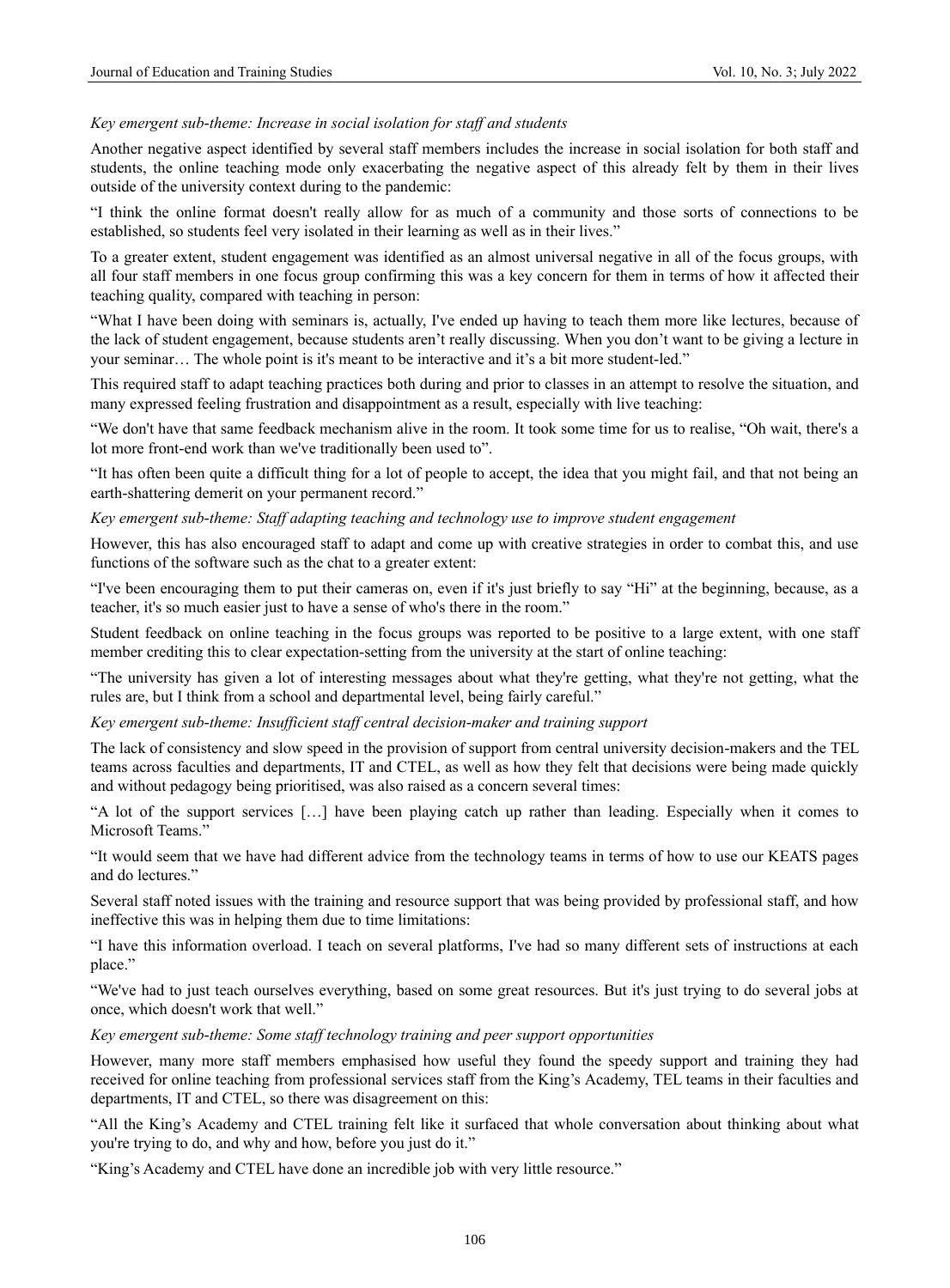*Key emergent sub-theme: Increase in social isolation for staff and students*

Another negative aspect identified by several staff members includes the increase in social isolation for both staff and students, the online teaching mode only exacerbating the negative aspect of this already felt by them in their lives outside of the university context during to the pandemic:

"I think the online format doesn't really allow for as much of a community and those sorts of connections to be established, so students feel very isolated in their learning as well as in their lives."

To a greater extent, student engagement was identified as an almost universal negative in all of the focus groups, with all four staff members in one focus group confirming this was a key concern for them in terms of how it affected their teaching quality, compared with teaching in person:

"What I have been doing with seminars is, actually, I've ended up having to teach them more like lectures, because of the lack of student engagement, because students aren't really discussing. When you don't want to be giving a lecture in your seminar… The whole point is it's meant to be interactive and it's a bit more student-led."

This required staff to adapt teaching practices both during and prior to classes in an attempt to resolve the situation, and many expressed feeling frustration and disappointment as a result, especially with live teaching:

"We don't have that same feedback mechanism alive in the room. It took some time for us to realise, "Oh wait, there's a lot more front-end work than we've traditionally been used to"."

"It has often been quite a difficult thing for a lot of people to accept, the idea that you might fail, and that not being an earth-shattering demerit on your permanent record."

*Key emergent sub-theme: Staff adapting teaching and technology use to improve student engagement*

However, this has also encouraged staff to adapt and come up with creative strategies in order to combat this, and use functions of the software such as the chat to a greater extent:

"I've been encouraging them to put their cameras on, even if it's just briefly to say "Hi" at the beginning, because, as a teacher, it's so much easier just to have a sense of who's there in the room."

Student feedback on online teaching in the focus groups was reported to be positive to a large extent, with one staff member crediting this to clear expectation-setting from the university at the start of online teaching:

"The university has given a lot of interesting messages about what they're getting, what they're not getting, what the rules are, but I think from a school and departmental level, being fairly careful."

*Key emergent sub-theme: Insufficient staff central decision-maker and training support*

The lack of consistency and slow speed in the provision of support from central university decision-makers and the TEL teams across faculties and departments, IT and CTEL, as well as how they felt that decisions were being made quickly and without pedagogy being prioritised, was also raised as a concern several times:

"A lot of the support services […] have been playing catch up rather than leading. Especially when it comes to Microsoft Teams."

"It would seem that we have had different advice from the technology teams in terms of how to use our KEATS pages and do lectures."

Several staff noted issues with the training and resource support that was being provided by professional staff, and how ineffective this was in helping them due to time limitations:

"I have this information overload. I teach on several platforms, I've had so many different sets of instructions at each place."

"We've had to just teach ourselves everything, based on some great resources. But it's just trying to do several jobs at once, which doesn't work that well."

*Key emergent sub-theme: Some staff technology training and peer support opportunities*

However, many more staff members emphasised how useful they found the speedy support and training they had received for online teaching from professional services staff from the King's Academy, TEL teams in their faculties and departments, IT and CTEL, so there was disagreement on this:

"All the King's Academy and CTEL training felt like it surfaced that whole conversation about thinking about what you're trying to do, and why and how, before you just do it."

"King's Academy and CTEL have done an incredible job with very little resource."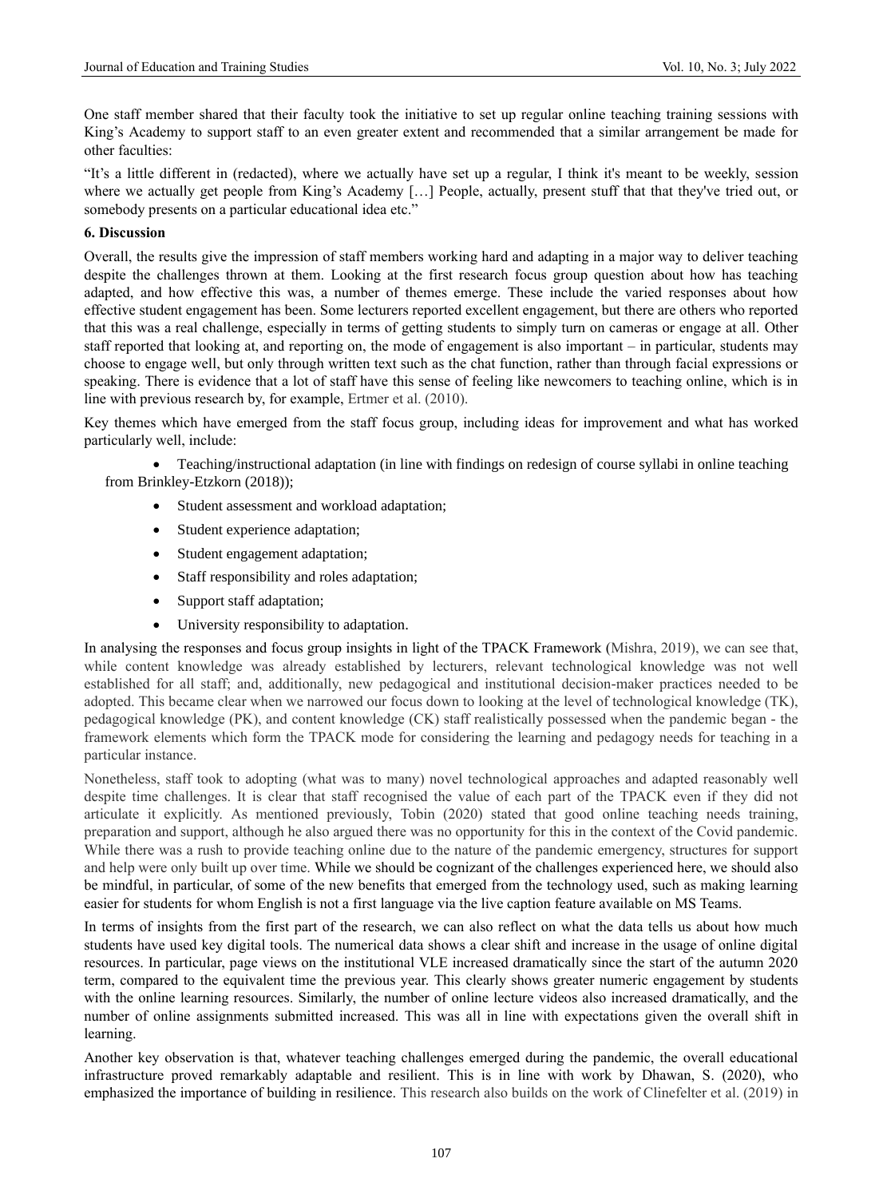One staff member shared that their faculty took the initiative to set up regular online teaching training sessions with King's Academy to support staff to an even greater extent and recommended that a similar arrangement be made for other faculties:

"It's a little different in (redacted), where we actually have set up a regular, I think it's meant to be weekly, session where we actually get people from King's Academy […] People, actually, present stuff that that they've tried out, or somebody presents on a particular educational idea etc."

## 6. Discussion

Overall, the results give the impression of staff members working hard and adapting in a major way to deliver teaching despite the challenges thrown at them. Looking at the first research focus group question about how has teaching adapted, and how effective this was, a number of themes emerge. These include the varied responses about how effective student engagement has been. Some lecturers reported excellent engagement, but there are others who reported that this was a real challenge, especially in terms of getting students to simply turn on cameras or engage at all. Other staff reported that looking at, and reporting on, the mode of engagement is also important – in particular, students may choose to engage well, but only through written text such as the chat function, rather than through facial expressions or speaking. There is evidence that a lot of staff have this sense of feeling like newcomers to teaching online, which is in line with previous research by, for example, Ertmer et al. (2010).

Key themes which have emerged from the staff focus group, including ideas for improvement and what has worked particularly well, include:

- Teaching/instructional adaptation (in line with findings on redesign of course syllabi in online teaching from Brinkley-Etzkorn (2018));
- Student assessment and workload adaptation;
- Student experience adaptation;
- Student engagement adaptation;
- Staff responsibility and roles adaptation;
- Support staff adaptation;
- University responsibility to adaptation.

In analysing the responses and focus group insights in light of the TPACK Framework (Mishra, 2019), we can see that, while content knowledge was already established by lecturers, relevant technological knowledge was not well established for all staff; and, additionally, new pedagogical and institutional decision-maker practices needed to be adopted. This became clear when we narrowed our focus down to looking at the level of technological knowledge (TK), pedagogical knowledge (PK), and content knowledge (CK) staff realistically possessed when the pandemic began - the framework elements which form the TPACK mode for considering the learning and pedagogy needs for teaching in a particular instance.

Nonetheless, staff took to adopting (what was to many) novel technological approaches and adapted reasonably well despite time challenges. It is clear that staff recognised the value of each part of the TPACK even if they did not articulate it explicitly. As mentioned previously, Tobin (2020) stated that good online teaching needs training, preparation and support, although he also argued there was no opportunity for this in the context of the Covid pandemic. While there was a rush to provide teaching online due to the nature of the pandemic emergency, structures for support and help were only built up over time. While we should be cognizant of the challenges experienced here, we should also be mindful, in particular, of some of the new benefits that emerged from the technology used, such as making learning easier for students for whom English is not a first language via the live caption feature available on MS Teams.

In terms of insights from the first part of the research, we can also reflect on what the data tells us about how much students have used key digital tools. The numerical data shows a clear shift and increase in the usage of online digital resources. In particular, page views on the institutional VLE increased dramatically since the start of the autumn 2020 term, compared to the equivalent time the previous year. This clearly shows greater numeric engagement by students with the online learning resources. Similarly, the number of online lecture videos also increased dramatically, and the number of online assignments submitted increased. This was all in line with expectations given the overall shift in learning.

Another key observation is that, whatever teaching challenges emerged during the pandemic, the overall educational infrastructure proved remarkably adaptable and resilient. This is in line with work by Dhawan, S. (2020), who emphasized the importance of building in resilience. This research also builds on the work of Clinefelter et al. (2019) in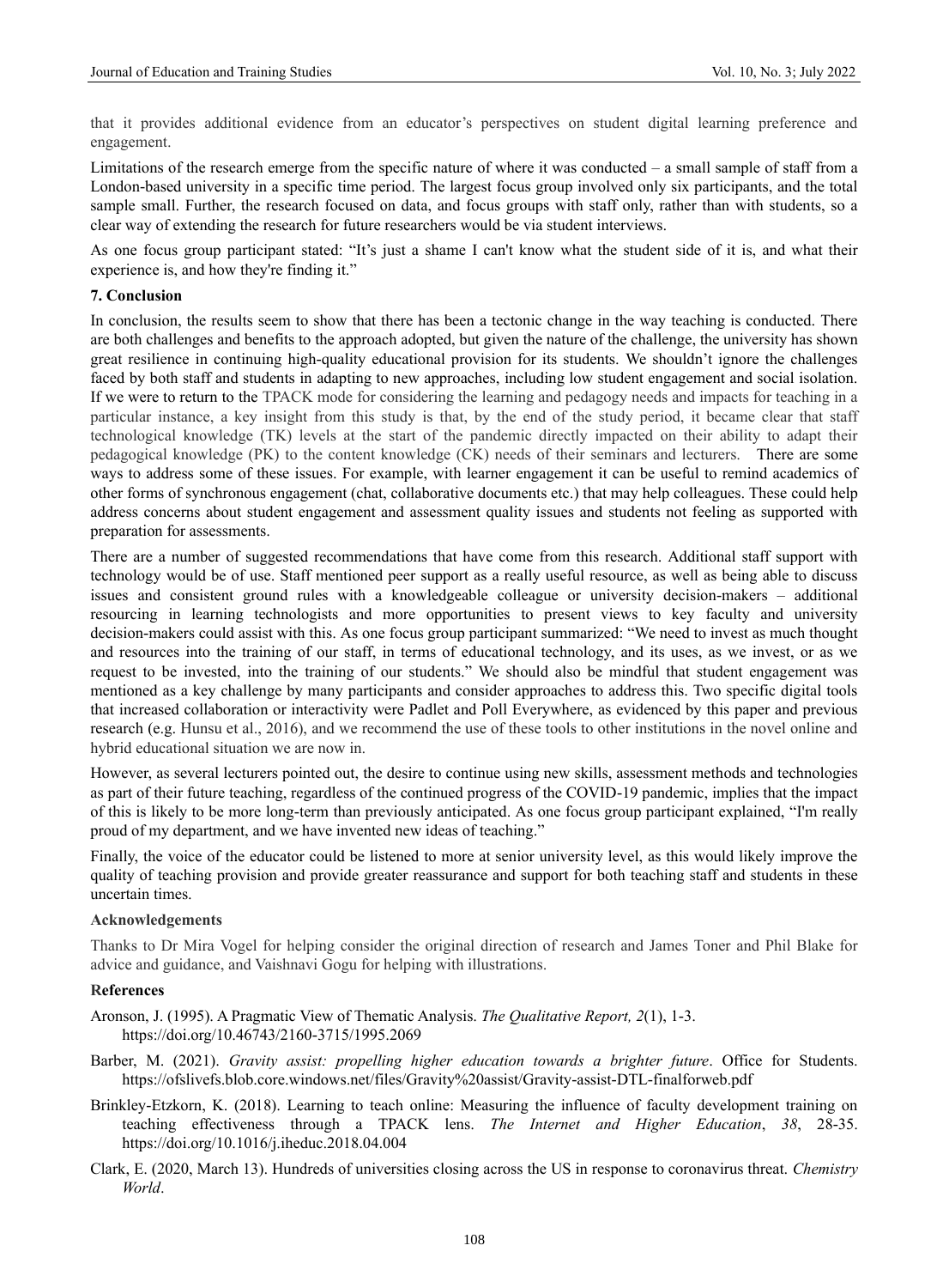that it provides additional evidence from an educator's perspectives on student digital learning preference and engagement.

Limitations of the research emerge from the specific nature of where it was conducted – a small sample of staff from a London-based university in a specific time period. The largest focus group involved only six participants, and the total sample small. Further, the research focused on data, and focus groups with staff only, rather than with students, so a clear way of extending the research for future researchers would be via student interviews.

As one focus group participant stated: "It's just a shame I can't know what the student side of it is, and what their experience is, and how they're finding it."

## 7. Conclusion

In conclusion, the results seem to show that there has been a tectonic change in the way teaching is conducted. There are both challenges and benefits to the approach adopted, but given the nature of the challenge, the university has shown great resilience in continuing high-quality educational provision for its students. We shouldn't ignore the challenges faced by both staff and students in adapting to new approaches, including low student engagement and social isolation. If we were to return to the TPACK mode for considering the learning and pedagogy needs and impacts for teaching in a particular instance, a key insight from this study is that, by the end of the study period, it became clear that staff technological knowledge (TK) levels at the start of the pandemic directly impacted on their ability to adapt their pedagogical knowledge (PK) to the content knowledge (CK) needs of their seminars and lecturers. There are some ways to address some of these issues. For example, with learner engagement it can be useful to remind academics of other forms of synchronous engagement (chat, collaborative documents etc.) that may help colleagues. These could help address concerns about student engagement and assessment quality issues and students not feeling as supported with preparation for assessments.

There are a number of suggested recommendations that have come from this research. Additional staff support with technology would be of use. Staff mentioned peer support as a really useful resource, as well as being able to discuss issues and consistent ground rules with a knowledgeable colleague or university decision-makers – additional resourcing in learning technologists and more opportunities to present views to key faculty and university decision-makers could assist with this. As one focus group participant summarized: "We need to invest as much thought and resources into the training of our staff, in terms of educational technology, and its uses, as we invest, or as we request to be invested, into the training of our students." We should also be mindful that student engagement was mentioned as a key challenge by many participants and consider approaches to address this. Two specific digital tools that increased collaboration or interactivity were Padlet and Poll Everywhere, as evidenced by this paper and previous research (e.g. Hunsu et al., 2016), and we recommend the use of these tools to other institutions in the novel online and hybrid educational situation we are now in.

However, as several lecturers pointed out, the desire to continue using new skills, assessment methods and technologies as part of their future teaching, regardless of the continued progress of the COVID-19 pandemic, implies that the impact of this is likely to be more long-term than previously anticipated. As one focus group participant explained, "I'm really proud of my department, and we have invented new ideas of teaching."

Finally, the voice of the educator could be listened to more at senior university level, as this would likely improve the quality of teaching provision and provide greater reassurance and support for both teaching staff and students in these uncertain times.

### Acknowledgements

Thanks to Dr Mira Vogel for helping consider the original direction of research and James Toner and Phil Blake for advice and guidance, and Vaishnavi Gogu for helping with illustrations.

### References

Aronson, J. (1995). A Pragmatic View of Thematic Analysis. *The Qualitative Report, 2*(1), 1-3. https://doi.org/10.46743/2160-3715/1995.2069

Barber, M. (2021). *Gravity assist: propelling higher education towards a brighter future*. Office for Students. https://ofslivefs.blob.core.windows.net/files/Gravity%20assist/Gravity-assist-DTL-finalforweb.pdf

Brinkley-Etzkorn, K. (2018). Learning to teach online: Measuring the influence of faculty development training on teaching effectiveness through a TPACK lens. *The Internet and Higher Education*, *38*, 28-35. https://doi.org/10.1016/j.iheduc.2018.04.004

Clark, E. (2020, March 13). Hundreds of universities closing across the US in response to coronavirus threat. *Chemistry World*.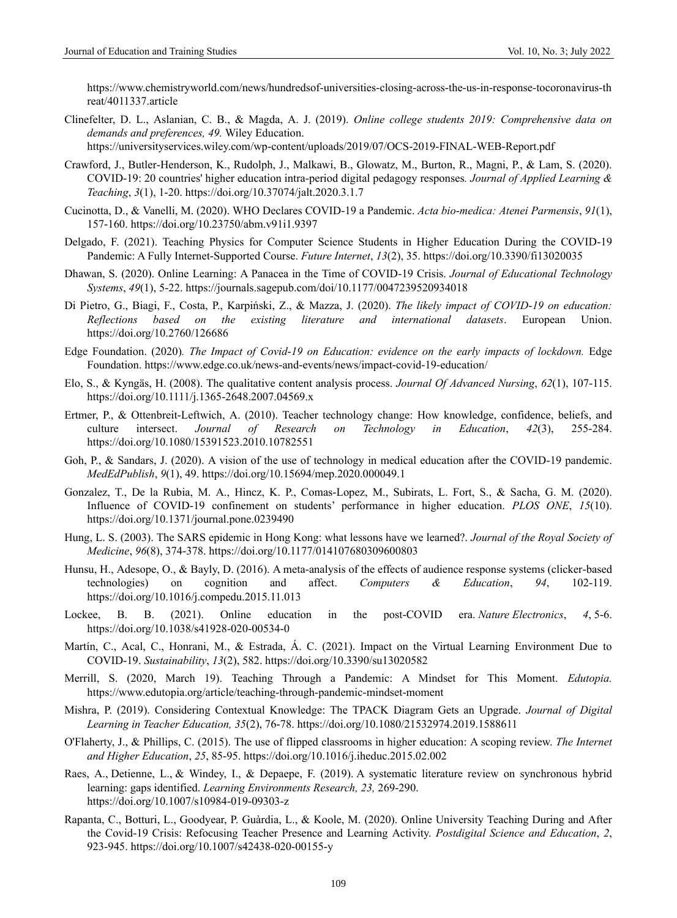https://www.chemistryworld.com/news/hundredsof-universities-closing-across-the-us-in-response-tocoronavirus-threat/4011337.article

Clinefelter, D. L., Aslanian, C. B., & Magda, A. J. (2019). *Online college students 2019: Comprehensive data on demands and preferences, 49.* Wiley Education. https://universityservices.wiley.com/wp-content/uploads/2019/07/OCS-2019-FINAL-WEB-Report.pdf

Crawford, J., Butler-Henderson, K., Rudolph, J., Malkawi, B., Glowatz, M., Burton, R., Magni, P., & Lam, S. (2020). COVID-19: 20 countries' higher education intra-period digital pedagogy responses*. Journal of Applied Learning & Teaching*, *3*(1), 1-20. https://doi.org/10.37074/jalt.2020.3.1.7

Cucinotta, D., & Vanelli, M. (2020). WHO Declares COVID-19 a Pandemic. *Acta bio-medica: Atenei Parmensis*, *91*(1), 157-160. https://doi.org/10.23750/abm.v91i1.9397

Delgado, F. (2021). Teaching Physics for Computer Science Students in Higher Education During the COVID-19 Pandemic: A Fully Internet-Supported Course. *Future Internet*, *13*(2), 35. https://doi.org/10.3390/fi13020035

Dhawan, S. (2020). Online Learning: A Panacea in the Time of COVID-19 Crisis. *Journal of Educational Technology Systems*, *49*(1), 5-22. https://journals.sagepub.com/doi/10.1177/0047239520934018

Di Pietro, G., Biagi, F., Costa, P., Karpiński, Z., & Mazza, J. (2020). *The likely impact of COVID-19 on education: Reflections based on the existing literature and international datasets*. European Union. https://doi.org/10.2760/126686

Edge Foundation. (2020)*. The Impact of Covid-19 on Education: evidence on the early impacts of lockdown.* Edge Foundation. https://www.edge.co.uk/news-and-events/news/impact-covid-19-education/

Elo, S., & Kyngäs, H. (2008). The qualitative content analysis process. *Journal Of Advanced Nursing*, *62*(1), 107-115. https://doi.org/10.1111/j.1365-2648.2007.04569.x

Ertmer, P., & Ottenbreit-Leftwich, A. (2010). Teacher technology change: How knowledge, confidence, beliefs, and culture intersect. *Journal of Research on Technology in Education*, *42*(3), 255-284. https://doi.org/10.1080/15391523.2010.10782551

Goh, P., & Sandars, J. (2020). A vision of the use of technology in medical education after the COVID-19 pandemic. *MedEdPublish*, *9*(1), 49. https://doi.org/10.15694/mep.2020.000049.1

Gonzalez, T., De la Rubia, M. A., Hincz, K. P., Comas-Lopez, M., Subirats, L. Fort, S., & Sacha, G. M. (2020). Influence of COVID-19 confinement on students' performance in higher education. *PLOS ONE*, *15*(10). https://doi.org/10.1371/journal.pone.0239490

Hung, L. S. (2003). The SARS epidemic in Hong Kong: what lessons have we learned?. *Journal of the Royal Society of Medicine*, *96*(8), 374-378. https://doi.org/10.1177/014107680309600803

Hunsu, H., Adesope, O., & Bayly, D. (2016). A meta-analysis of the effects of audience response systems (clicker-based technologies) on cognition and affect. *Computers & Education*, *94*, 102-119. https://doi.org/10.1016/j.compedu.2015.11.013

Lockee, B. B. (2021). Online education in the post-COVID era. *Nature Electronics*, *4*, 5-6. https://doi.org/10.1038/s41928-020-00534-0

Martín, C., Acal, C., Honrani, M., & Estrada, Á. C. (2021). Impact on the Virtual Learning Environment Due to COVID-19. *Sustainability*, *13*(2), 582. https://doi.org/10.3390/su13020582

Merrill, S. (2020, March 19). Teaching Through a Pandemic: A Mindset for This Moment. *Edutopia.* https://www.edutopia.org/article/teaching-through-pandemic-mindset-moment

Mishra, P. (2019). Considering Contextual Knowledge: The TPACK Diagram Gets an Upgrade. *Journal of Digital Learning in Teacher Education, 35*(2), 76-78. https://doi.org/10.1080/21532974.2019.1588611

O'Flaherty, J., & Phillips, C. (2015). The use of flipped classrooms in higher education: A scoping review. *The Internet and Higher Education*, *25*, 85-95. https://doi.org/10.1016/j.iheduc.2015.02.002

Raes, A., Detienne, L., & Windey, I., & Depaepe, F. (2019). A systematic literature review on synchronous hybrid learning: gaps identified. *Learning Environments Research, 23,* 269-290. https://doi.org/10.1007/s10984-019-09303-z

Rapanta, C., Botturi, L., Goodyear, P. Guàrdia, L., & Koole, M. (2020). Online University Teaching During and After the Covid-19 Crisis: Refocusing Teacher Presence and Learning Activity. *Postdigital Science and Education*, *2*, 923-945. https://doi.org/10.1007/s42438-020-00155-y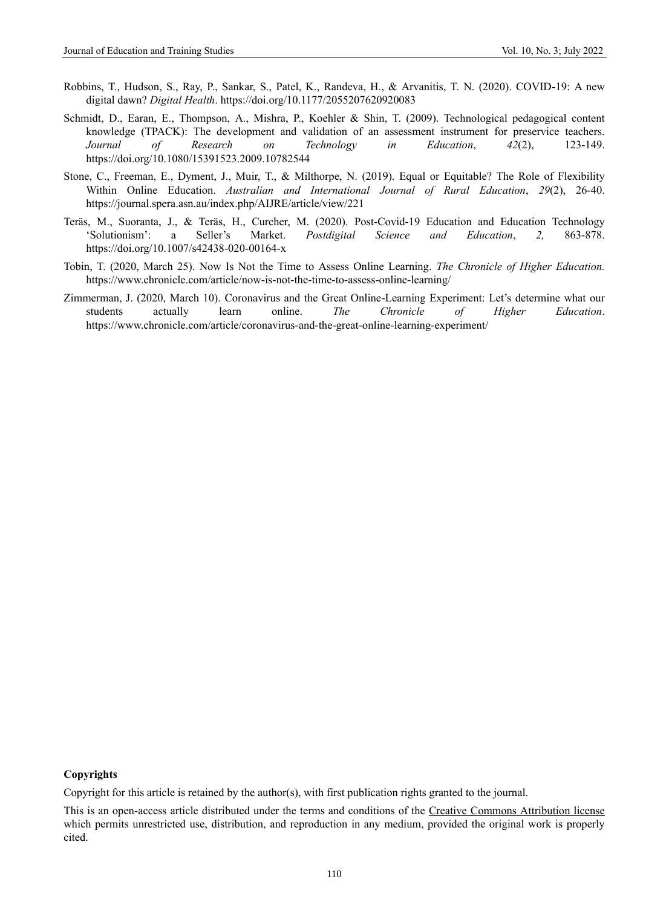Robbins, T., Hudson, S., Ray, P., Sankar, S., Patel, K., Randeva, H., & Arvanitis, T. N. (2020). COVID-19: A new digital dawn? *Digital Health*. https://doi.org/10.1177/2055207620920083

Schmidt, D., Earan, E., Thompson, A., Mishra, P., Koehler & Shin, T. (2009). Technological pedagogical content knowledge (TPACK): The development and validation of an assessment instrument for preservice teachers. *Journal of Research on Technology in Education*, *42*(2), 123-149. https://doi.org/10.1080/15391523.2009.10782544

Stone, C., Freeman, E., Dyment, J., Muir, T., & Milthorpe, N. (2019). Equal or Equitable? The Role of Flexibility Within Online Education. *Australian and International Journal of Rural Education*, *29*(2), 26-40. https://journal.spera.asn.au/index.php/AIJRE/article/view/221

Teräs, M., Suoranta, J., & Teräs, H., Curcher, M. (2020). Post-Covid-19 Education and Education Technology 'Solutionism': a Seller's Market. *Postdigital Science and Education*, *2,* 863-878. https://doi.org/10.1007/s42438-020-00164-x

Tobin, T. (2020, March 25). Now Is Not the Time to Assess Online Learning. *The Chronicle of Higher Education.* https://www.chronicle.com/article/now-is-not-the-time-to-assess-online-learning/

Zimmerman, J. (2020, March 10). Coronavirus and the Great Online-Learning Experiment: Let's determine what our students actually learn online. *The Chronicle of Higher Education*. https://www.chronicle.com/article/coronavirus-and-the-great-online-learning-experiment/

**Copyrights**

Copyright for this article is retained by the author(s), with first publication rights granted to the journal.

This is an open-access article distributed under the terms and conditions of the Creative Commons Attribution license which permits unrestricted use, distribution, and reproduction in any medium, provided the original work is properly cited.